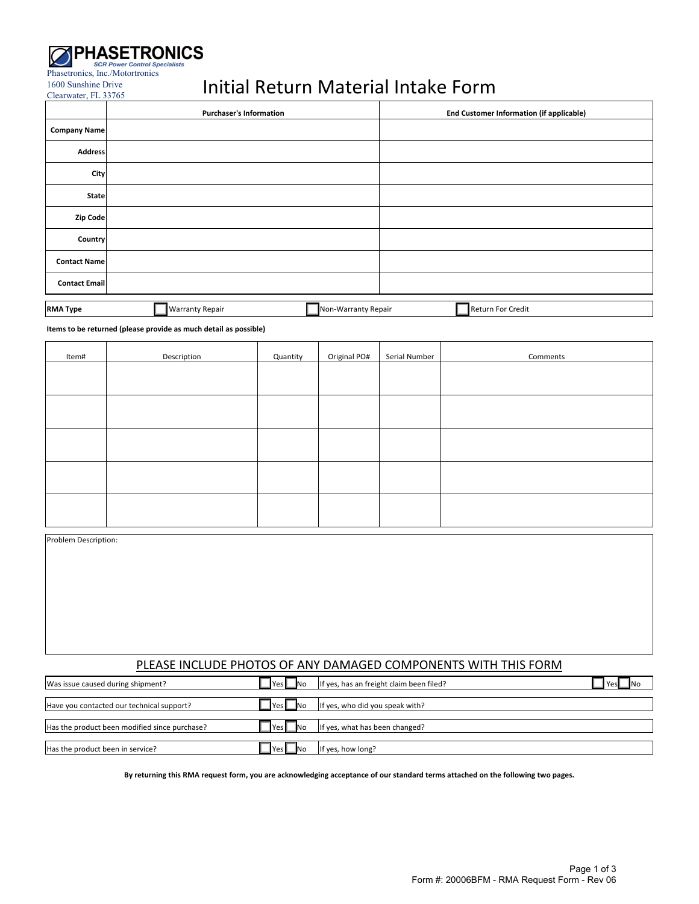**PHASETRONICS**
*SCR Power Control Specialists*

Phasetronics, Inc./Motortronics
1600 Sunshine Drive
Clearwater, FL 33765

# Initial Return Material Intake Form

| | Purchaser's Information | End Customer Information (if applicable) |
|---|---|---|
| **Company Name** | | |
| **Address** | | |
| **City** | | |
| **State** | | |
| **Zip Code** | | |
| **Country** | | |
| **Contact Name** | | |
| **Contact Email** | | |

| **RMA Type** | ☐ Warranty Repair | ☐ Non-Warranty Repair | ☐ Return For Credit |
|---|---|---|---|

**Items to be returned (please provide as much detail as possible)**

| Item# | Description | Quantity | Original PO# | Serial Number | Comments |
|---|---|---|---|---|---|
| | | | | | |
| | | | | | |
| | | | | | |
| | | | | | |
| | | | | | |

Problem Description:

## PLEASE INCLUDE PHOTOS OF ANY DAMAGED COMPONENTS WITH THIS FORM

| Question | | Follow-up | |
|---|---|---|---|
| Was issue caused during shipment? | ☐ Yes ☐ No | If yes, has an freight claim been filed? | ☐ Yes ☐ No |
| Have you contacted our technical support? | ☐ Yes ☐ No | If yes, who did you speak with? | |
| Has the product been modified since purchase? | ☐ Yes ☐ No | If yes, what has been changed? | |
| Has the product been in service? | ☐ Yes ☐ No | If yes, how long? | |

**By returning this RMA request form, you are acknowledging acceptance of our standard terms attached on the following two pages.**

Form #: 20006BFM - RMA Request Form - Rev 06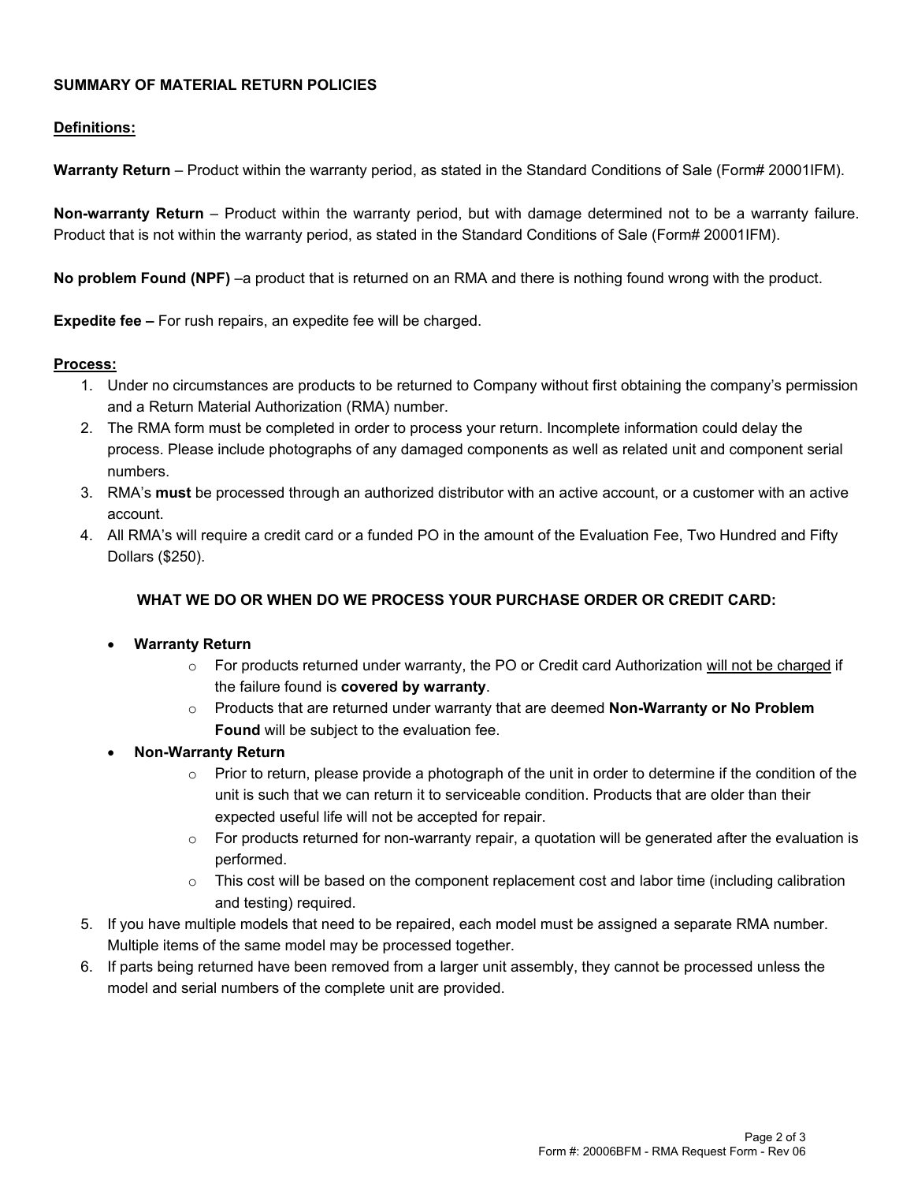**SUMMARY OF MATERIAL RETURN POLICIES**

**Definitions:**

**Warranty Return** – Product within the warranty period, as stated in the Standard Conditions of Sale (Form# 20001IFM).

**Non-warranty Return** – Product within the warranty period, but with damage determined not to be a warranty failure. Product that is not within the warranty period, as stated in the Standard Conditions of Sale (Form# 20001IFM).

**No problem Found (NPF)** –a product that is returned on an RMA and there is nothing found wrong with the product.

**Expedite fee –** For rush repairs, an expedite fee will be charged.

**Process:**

1. Under no circumstances are products to be returned to Company without first obtaining the company's permission and a Return Material Authorization (RMA) number.
2. The RMA form must be completed in order to process your return. Incomplete information could delay the process. Please include photographs of any damaged components as well as related unit and component serial numbers.
3. RMA's **must** be processed through an authorized distributor with an active account, or a customer with an active account.
4. All RMA's will require a credit card or a funded PO in the amount of the Evaluation Fee, Two Hundred and Fifty Dollars ($250).

   **WHAT WE DO OR WHEN DO WE PROCESS YOUR PURCHASE ORDER OR CREDIT CARD:**

   - **Warranty Return**
     - For products returned under warranty, the PO or Credit card Authorization will not be charged if the failure found is **covered by warranty**.
     - Products that are returned under warranty that are deemed **Non-Warranty or No Problem Found** will be subject to the evaluation fee.
   - **Non-Warranty Return**
     - Prior to return, please provide a photograph of the unit in order to determine if the condition of the unit is such that we can return it to serviceable condition. Products that are older than their expected useful life will not be accepted for repair.
     - For products returned for non-warranty repair, a quotation will be generated after the evaluation is performed.
     - This cost will be based on the component replacement cost and labor time (including calibration and testing) required.
5. If you have multiple models that need to be repaired, each model must be assigned a separate RMA number. Multiple items of the same model may be processed together.
6. If parts being returned have been removed from a larger unit assembly, they cannot be processed unless the model and serial numbers of the complete unit are provided.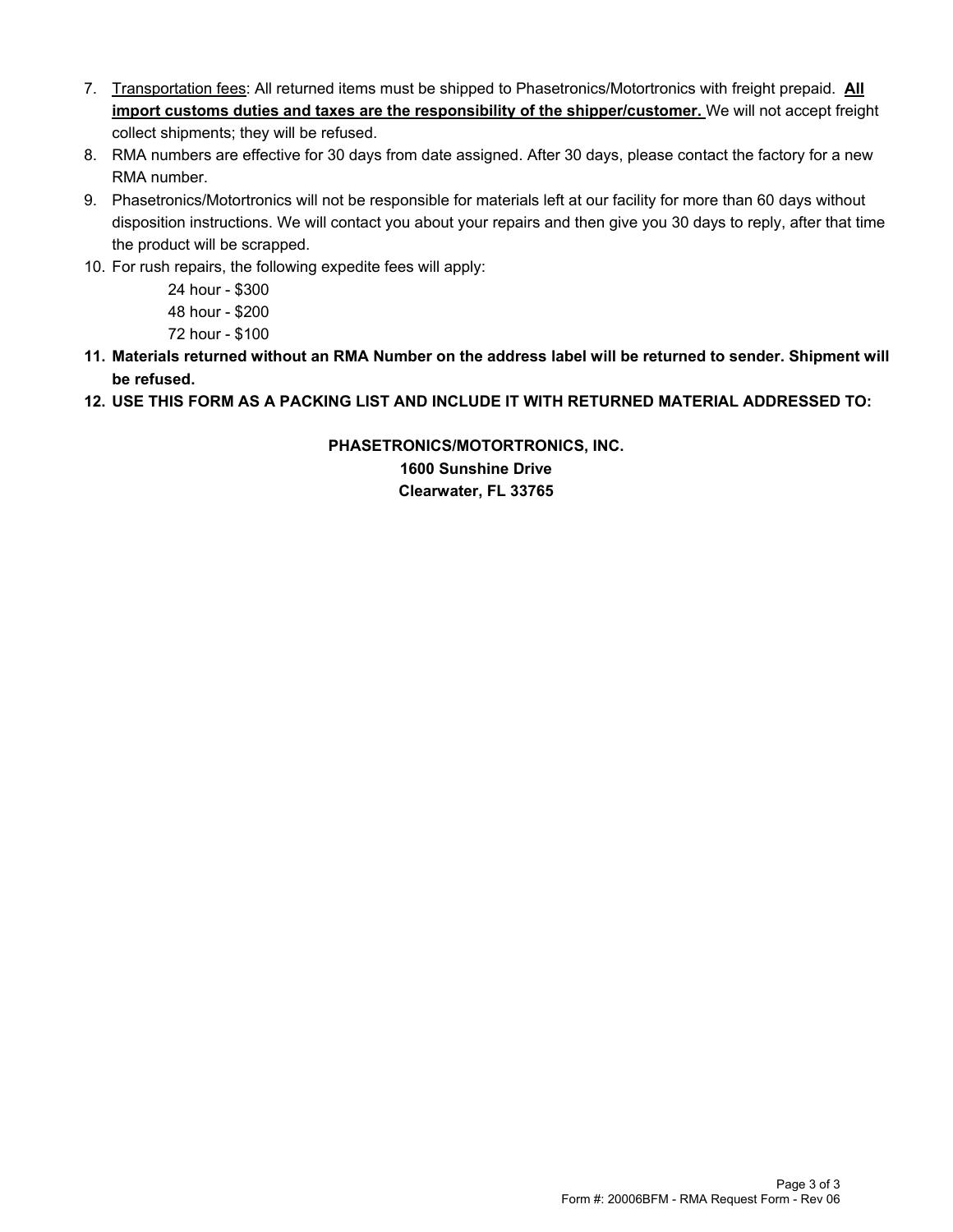7. <u>Transportation fees</u>: All returned items must be shipped to Phasetronics/Motortronics with freight prepaid. **<u>All import customs duties and taxes are the responsibility of the shipper/customer.</u>** We will not accept freight collect shipments; they will be refused.
8. RMA numbers are effective for 30 days from date assigned. After 30 days, please contact the factory for a new RMA number.
9. Phasetronics/Motortronics will not be responsible for materials left at our facility for more than 60 days without disposition instructions. We will contact you about your repairs and then give you 30 days to reply, after that time the product will be scrapped.
10. For rush repairs, the following expedite fees will apply:

    24 hour - $300
    48 hour - $200
    72 hour - $100

11. **Materials returned without an RMA Number on the address label will be returned to sender. Shipment will be refused.**
12. **USE THIS FORM AS A PACKING LIST AND INCLUDE IT WITH RETURNED MATERIAL ADDRESSED TO:**

**PHASETRONICS/MOTORTRONICS, INC.**
**1600 Sunshine Drive**
**Clearwater, FL 33765**

Form #: 20006BFM - RMA Request Form - Rev 06